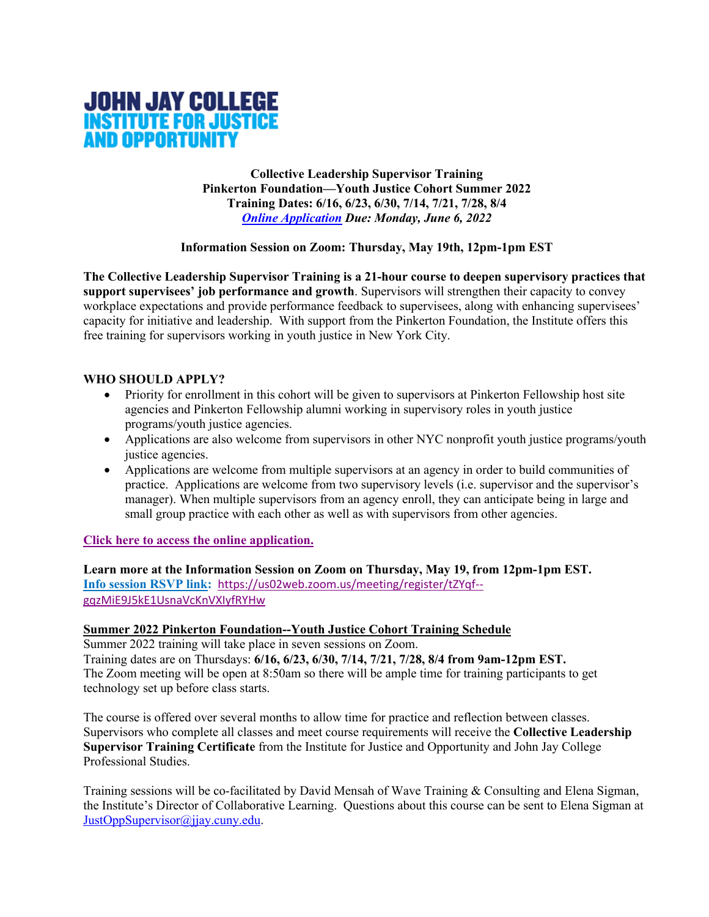# JOHN JAY COLLEGE
## INSTITUTE FOR JUSTICE AND OPPORTUNITY

**Collective Leadership Supervisor Training**
**Pinkerton Foundation—Youth Justice Cohort Summer 2022**
**Training Dates: 6/16, 6/23, 6/30, 7/14, 7/21, 7/28, 8/4**
***Online Application* Due: Monday, June 6, 2022**

**Information Session on Zoom: Thursday, May 19th, 12pm-1pm EST**

**The Collective Leadership Supervisor Training is a 21-hour course to deepen supervisory practices that support supervisees' job performance and growth**. Supervisors will strengthen their capacity to convey workplace expectations and provide performance feedback to supervisees, along with enhancing supervisees' capacity for initiative and leadership. With support from the Pinkerton Foundation, the Institute offers this free training for supervisors working in youth justice in New York City.

**WHO SHOULD APPLY?**

- Priority for enrollment in this cohort will be given to supervisors at Pinkerton Fellowship host site agencies and Pinkerton Fellowship alumni working in supervisory roles in youth justice programs/youth justice agencies.
- Applications are also welcome from supervisors in other NYC nonprofit youth justice programs/youth justice agencies.
- Applications are welcome from multiple supervisors at an agency in order to build communities of practice. Applications are welcome from two supervisory levels (i.e. supervisor and the supervisor's manager). When multiple supervisors from an agency enroll, they can anticipate being in large and small group practice with each other as well as with supervisors from other agencies.

**Click here to access the online application.**

**Learn more at the Information Session on Zoom on Thursday, May 19, from 12pm-1pm EST.**
**Info session RSVP link:** https://us02web.zoom.us/meeting/register/tZYqf--gqzMiE9J5kE1UsnaVcKnVXIyfRYHw

**Summer 2022 Pinkerton Foundation--Youth Justice Cohort Training Schedule**
Summer 2022 training will take place in seven sessions on Zoom.
Training dates are on Thursdays: **6/16, 6/23, 6/30, 7/14, 7/21, 7/28, 8/4 from 9am-12pm EST.**
The Zoom meeting will be open at 8:50am so there will be ample time for training participants to get technology set up before class starts.

The course is offered over several months to allow time for practice and reflection between classes. Supervisors who complete all classes and meet course requirements will receive the **Collective Leadership Supervisor Training Certificate** from the Institute for Justice and Opportunity and John Jay College Professional Studies.

Training sessions will be co-facilitated by David Mensah of Wave Training & Consulting and Elena Sigman, the Institute's Director of Collaborative Learning. Questions about this course can be sent to Elena Sigman at JustOppSupervisor@jjay.cuny.edu.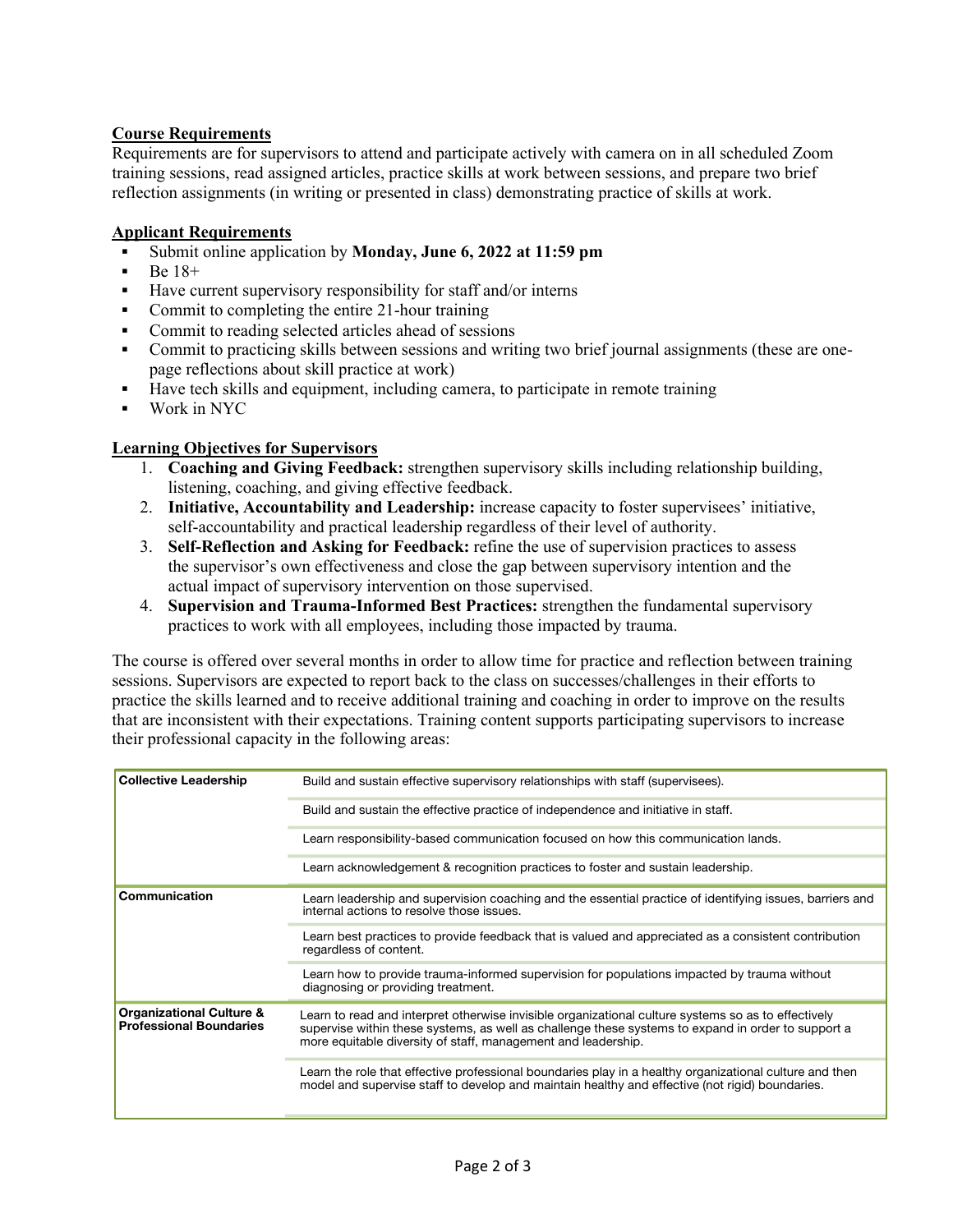## Course Requirements

Requirements are for supervisors to attend and participate actively with camera on in all scheduled Zoom training sessions, read assigned articles, practice skills at work between sessions, and prepare two brief reflection assignments (in writing or presented in class) demonstrating practice of skills at work.

## Applicant Requirements

- Submit online application by **Monday, June 6, 2022 at 11:59 pm**
- Be 18+
- Have current supervisory responsibility for staff and/or interns
- Commit to completing the entire 21-hour training
- Commit to reading selected articles ahead of sessions
- Commit to practicing skills between sessions and writing two brief journal assignments (these are one-page reflections about skill practice at work)
- Have tech skills and equipment, including camera, to participate in remote training
- Work in NYC

## Learning Objectives for Supervisors

1. **Coaching and Giving Feedback:** strengthen supervisory skills including relationship building, listening, coaching, and giving effective feedback.
2. **Initiative, Accountability and Leadership:** increase capacity to foster supervisees' initiative, self-accountability and practical leadership regardless of their level of authority.
3. **Self-Reflection and Asking for Feedback:** refine the use of supervision practices to assess the supervisor's own effectiveness and close the gap between supervisory intention and the actual impact of supervisory intervention on those supervised.
4. **Supervision and Trauma-Informed Best Practices:** strengthen the fundamental supervisory practices to work with all employees, including those impacted by trauma.

The course is offered over several months in order to allow time for practice and reflection between training sessions. Supervisors are expected to report back to the class on successes/challenges in their efforts to practice the skills learned and to receive additional training and coaching in order to improve on the results that are inconsistent with their expectations. Training content supports participating supervisors to increase their professional capacity in the following areas:

| | |
|---|---|
| **Collective Leadership** | Build and sustain effective supervisory relationships with staff (supervisees). |
| | Build and sustain the effective practice of independence and initiative in staff. |
| | Learn responsibility-based communication focused on how this communication lands. |
| | Learn acknowledgement & recognition practices to foster and sustain leadership. |
| **Communication** | Learn leadership and supervision coaching and the essential practice of identifying issues, barriers and internal actions to resolve those issues. |
| | Learn best practices to provide feedback that is valued and appreciated as a consistent contribution regardless of content. |
| | Learn how to provide trauma-informed supervision for populations impacted by trauma without diagnosing or providing treatment. |
| **Organizational Culture & Professional Boundaries** | Learn to read and interpret otherwise invisible organizational culture systems so as to effectively supervise within these systems, as well as challenge these systems to expand in order to support a more equitable diversity of staff, management and leadership. |
| | Learn the role that effective professional boundaries play in a healthy organizational culture and then model and supervise staff to develop and maintain healthy and effective (not rigid) boundaries. |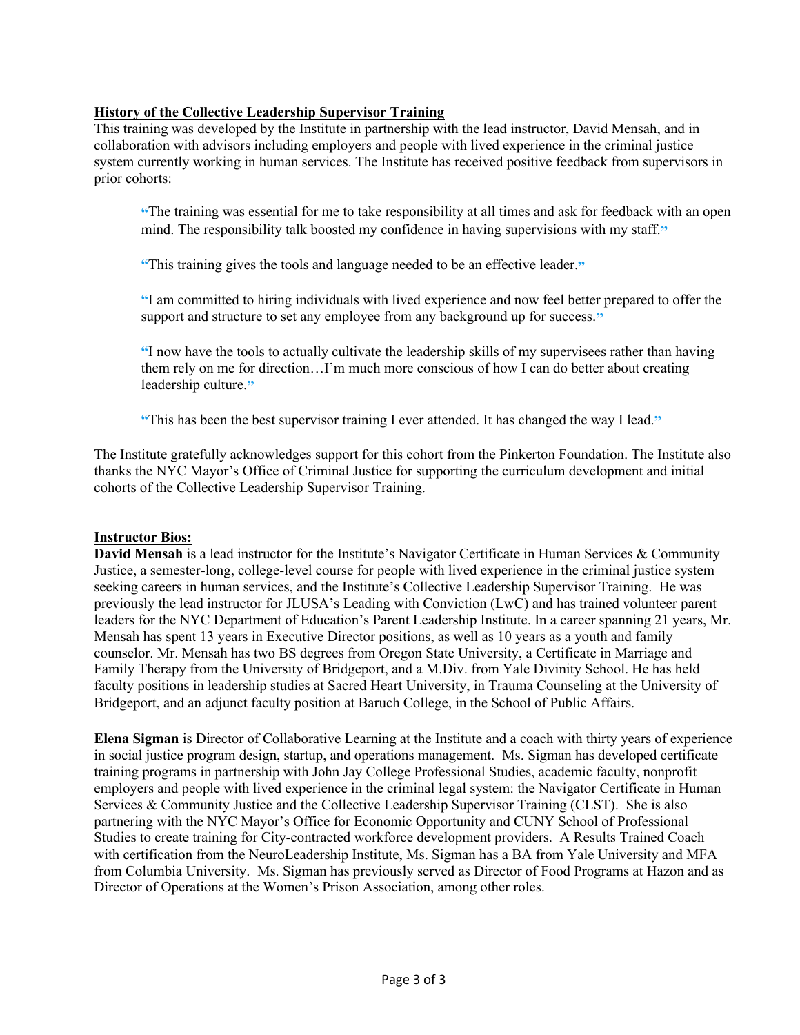**History of the Collective Leadership Supervisor Training**

This training was developed by the Institute in partnership with the lead instructor, David Mensah, and in collaboration with advisors including employers and people with lived experience in the criminal justice system currently working in human services. The Institute has received positive feedback from supervisors in prior cohorts:

> "The training was essential for me to take responsibility at all times and ask for feedback with an open mind. The responsibility talk boosted my confidence in having supervisions with my staff."
>
> "This training gives the tools and language needed to be an effective leader."
>
> "I am committed to hiring individuals with lived experience and now feel better prepared to offer the support and structure to set any employee from any background up for success."
>
> "I now have the tools to actually cultivate the leadership skills of my supervisees rather than having them rely on me for direction…I'm much more conscious of how I can do better about creating leadership culture."
>
> "This has been the best supervisor training I ever attended. It has changed the way I lead."

The Institute gratefully acknowledges support for this cohort from the Pinkerton Foundation. The Institute also thanks the NYC Mayor's Office of Criminal Justice for supporting the curriculum development and initial cohorts of the Collective Leadership Supervisor Training.

**Instructor Bios:**

**David Mensah** is a lead instructor for the Institute's Navigator Certificate in Human Services & Community Justice, a semester-long, college-level course for people with lived experience in the criminal justice system seeking careers in human services, and the Institute's Collective Leadership Supervisor Training. He was previously the lead instructor for JLUSA's Leading with Conviction (LwC) and has trained volunteer parent leaders for the NYC Department of Education's Parent Leadership Institute. In a career spanning 21 years, Mr. Mensah has spent 13 years in Executive Director positions, as well as 10 years as a youth and family counselor. Mr. Mensah has two BS degrees from Oregon State University, a Certificate in Marriage and Family Therapy from the University of Bridgeport, and a M.Div. from Yale Divinity School. He has held faculty positions in leadership studies at Sacred Heart University, in Trauma Counseling at the University of Bridgeport, and an adjunct faculty position at Baruch College, in the School of Public Affairs.

**Elena Sigman** is Director of Collaborative Learning at the Institute and a coach with thirty years of experience in social justice program design, startup, and operations management. Ms. Sigman has developed certificate training programs in partnership with John Jay College Professional Studies, academic faculty, nonprofit employers and people with lived experience in the criminal legal system: the Navigator Certificate in Human Services & Community Justice and the Collective Leadership Supervisor Training (CLST). She is also partnering with the NYC Mayor's Office for Economic Opportunity and CUNY School of Professional Studies to create training for City-contracted workforce development providers. A Results Trained Coach with certification from the NeuroLeadership Institute, Ms. Sigman has a BA from Yale University and MFA from Columbia University. Ms. Sigman has previously served as Director of Food Programs at Hazon and as Director of Operations at the Women's Prison Association, among other roles.